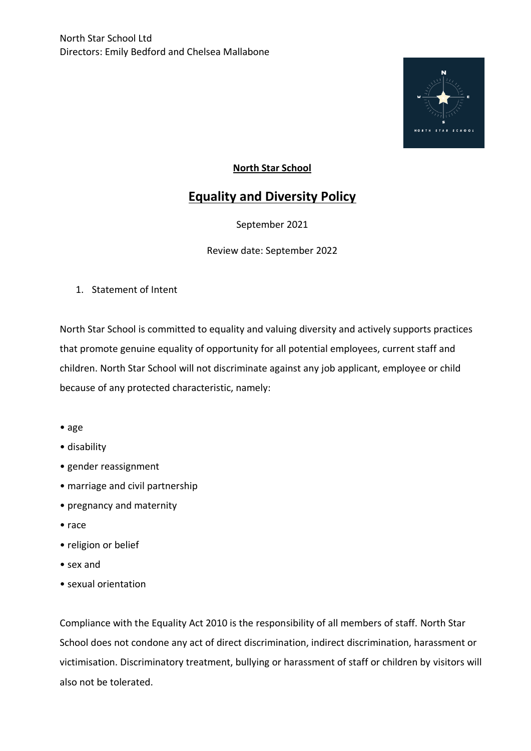North Star School Ltd
Directors: Emily Bedford and Chelsea Mallabone

**North Star School**

# Equality and Diversity Policy

September 2021

Review date: September 2022

1. Statement of Intent

North Star School is committed to equality and valuing diversity and actively supports practices that promote genuine equality of opportunity for all potential employees, current staff and children. North Star School will not discriminate against any job applicant, employee or child because of any protected characteristic, namely:

- age
- disability
- gender reassignment
- marriage and civil partnership
- pregnancy and maternity
- race
- religion or belief
- sex and
- sexual orientation

Compliance with the Equality Act 2010 is the responsibility of all members of staff. North Star School does not condone any act of direct discrimination, indirect discrimination, harassment or victimisation. Discriminatory treatment, bullying or harassment of staff or children by visitors will also not be tolerated.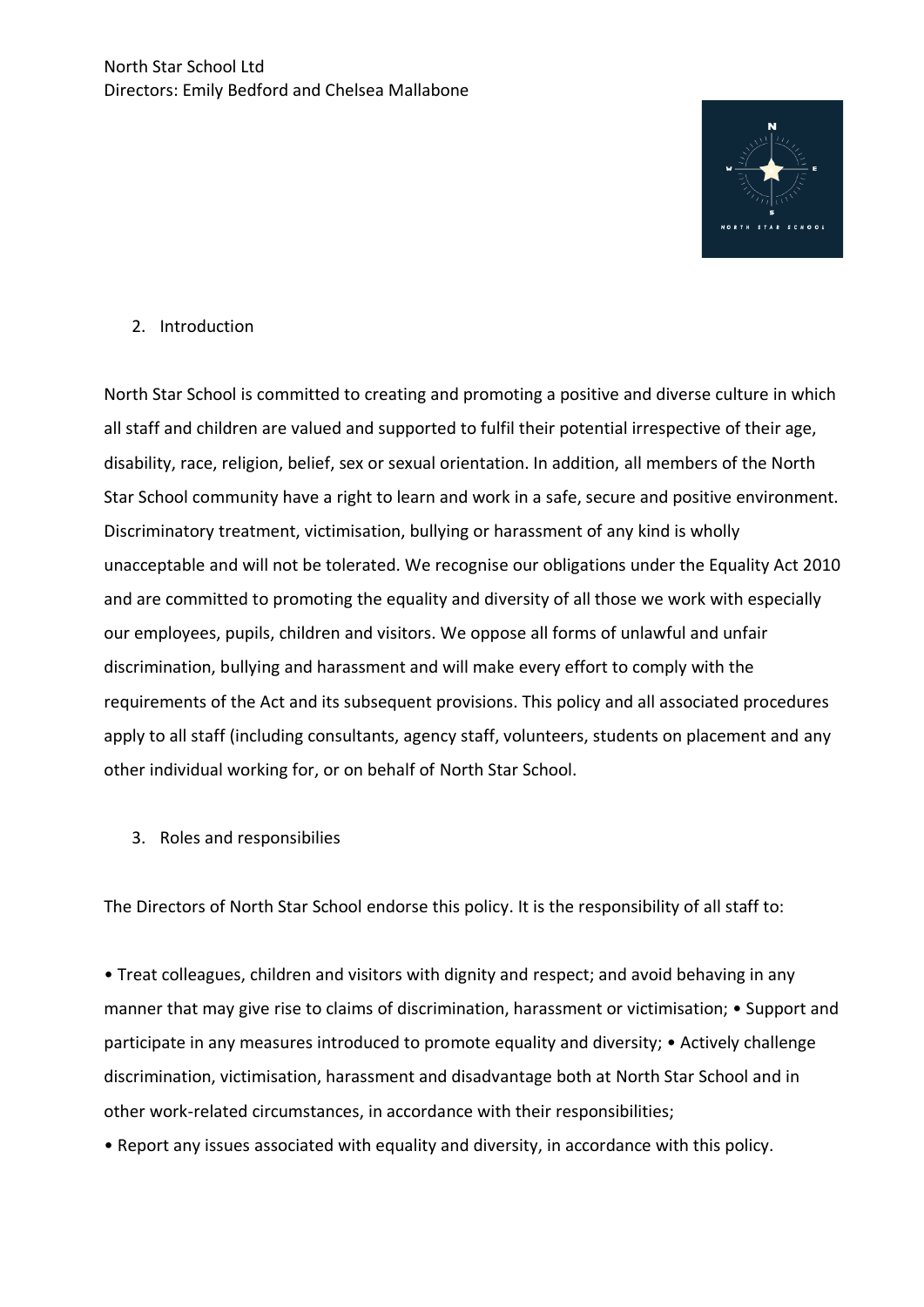## 2. Introduction

North Star School is committed to creating and promoting a positive and diverse culture in which all staff and children are valued and supported to fulfil their potential irrespective of their age, disability, race, religion, belief, sex or sexual orientation. In addition, all members of the North Star School community have a right to learn and work in a safe, secure and positive environment. Discriminatory treatment, victimisation, bullying or harassment of any kind is wholly unacceptable and will not be tolerated. We recognise our obligations under the Equality Act 2010 and are committed to promoting the equality and diversity of all those we work with especially our employees, pupils, children and visitors. We oppose all forms of unlawful and unfair discrimination, bullying and harassment and will make every effort to comply with the requirements of the Act and its subsequent provisions. This policy and all associated procedures apply to all staff (including consultants, agency staff, volunteers, students on placement and any other individual working for, or on behalf of North Star School.

## 3. Roles and responsibilies

The Directors of North Star School endorse this policy. It is the responsibility of all staff to:

- Treat colleagues, children and visitors with dignity and respect; and avoid behaving in any manner that may give rise to claims of discrimination, harassment or victimisation;
- Support and participate in any measures introduced to promote equality and diversity;
- Actively challenge discrimination, victimisation, harassment and disadvantage both at North Star School and in other work-related circumstances, in accordance with their responsibilities;
- Report any issues associated with equality and diversity, in accordance with this policy.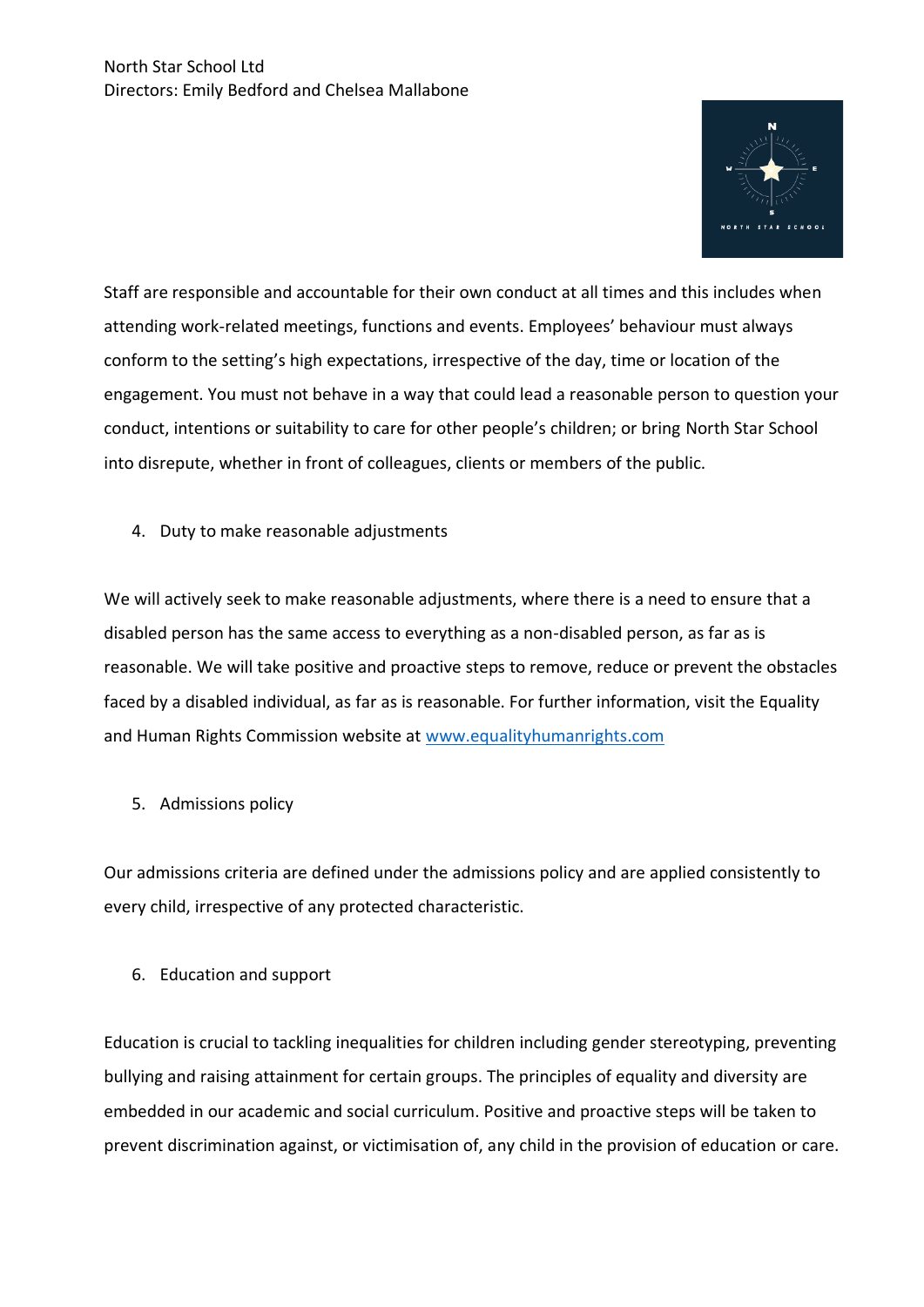Staff are responsible and accountable for their own conduct at all times and this includes when attending work-related meetings, functions and events. Employees' behaviour must always conform to the setting's high expectations, irrespective of the day, time or location of the engagement. You must not behave in a way that could lead a reasonable person to question your conduct, intentions or suitability to care for other people's children; or bring North Star School into disrepute, whether in front of colleagues, clients or members of the public.

4. Duty to make reasonable adjustments

We will actively seek to make reasonable adjustments, where there is a need to ensure that a disabled person has the same access to everything as a non-disabled person, as far as is reasonable. We will take positive and proactive steps to remove, reduce or prevent the obstacles faced by a disabled individual, as far as is reasonable. For further information, visit the Equality and Human Rights Commission website at [www.equalityhumanrights.com](http://www.equalityhumanrights.com)

5. Admissions policy

Our admissions criteria are defined under the admissions policy and are applied consistently to every child, irrespective of any protected characteristic.

6. Education and support

Education is crucial to tackling inequalities for children including gender stereotyping, preventing bullying and raising attainment for certain groups. The principles of equality and diversity are embedded in our academic and social curriculum. Positive and proactive steps will be taken to prevent discrimination against, or victimisation of, any child in the provision of education or care.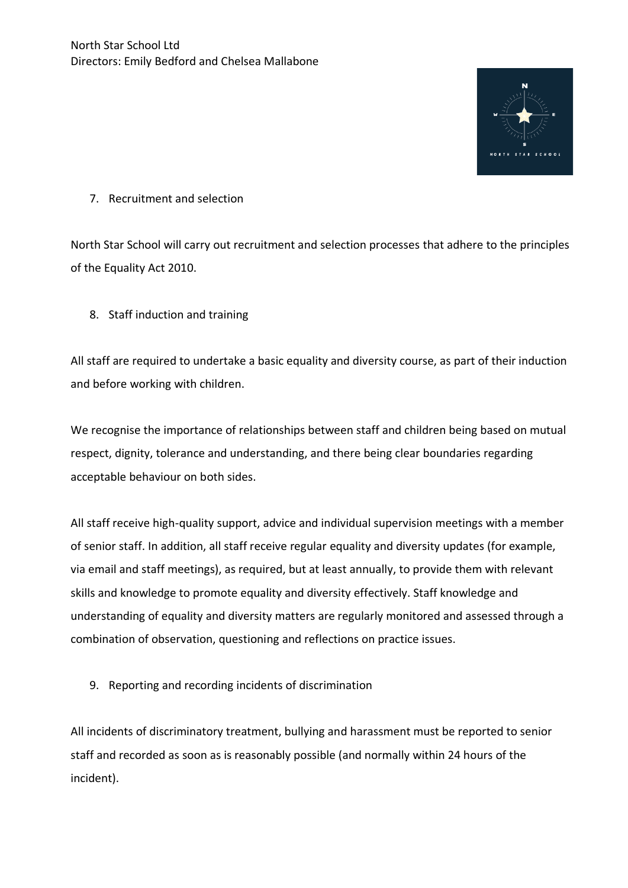7. Recruitment and selection

North Star School will carry out recruitment and selection processes that adhere to the principles of the Equality Act 2010.

8. Staff induction and training

All staff are required to undertake a basic equality and diversity course, as part of their induction and before working with children.

We recognise the importance of relationships between staff and children being based on mutual respect, dignity, tolerance and understanding, and there being clear boundaries regarding acceptable behaviour on both sides.

All staff receive high-quality support, advice and individual supervision meetings with a member of senior staff. In addition, all staff receive regular equality and diversity updates (for example, via email and staff meetings), as required, but at least annually, to provide them with relevant skills and knowledge to promote equality and diversity effectively. Staff knowledge and understanding of equality and diversity matters are regularly monitored and assessed through a combination of observation, questioning and reflections on practice issues.

9. Reporting and recording incidents of discrimination

All incidents of discriminatory treatment, bullying and harassment must be reported to senior staff and recorded as soon as is reasonably possible (and normally within 24 hours of the incident).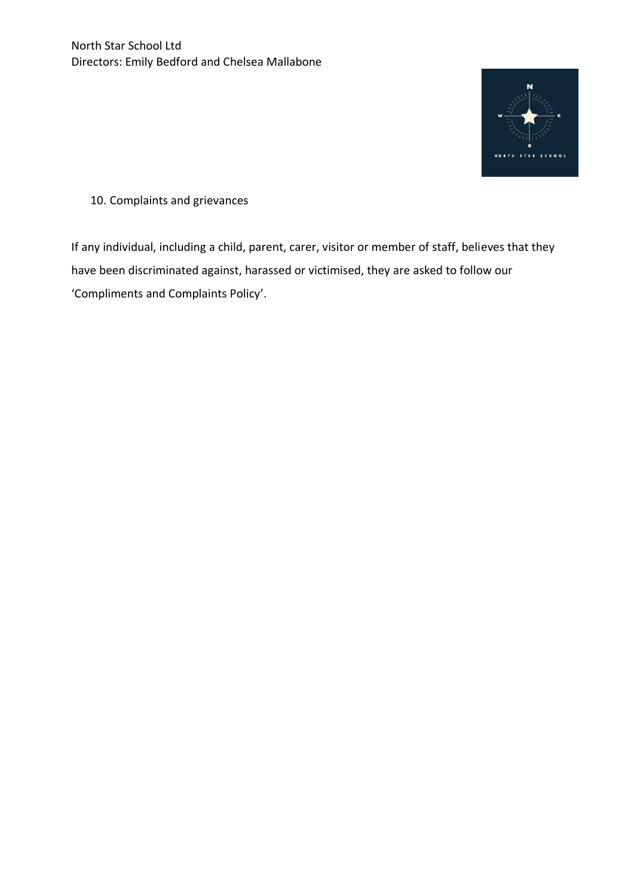## 10. Complaints and grievances

If any individual, including a child, parent, carer, visitor or member of staff, believes that they have been discriminated against, harassed or victimised, they are asked to follow our 'Compliments and Complaints Policy'.